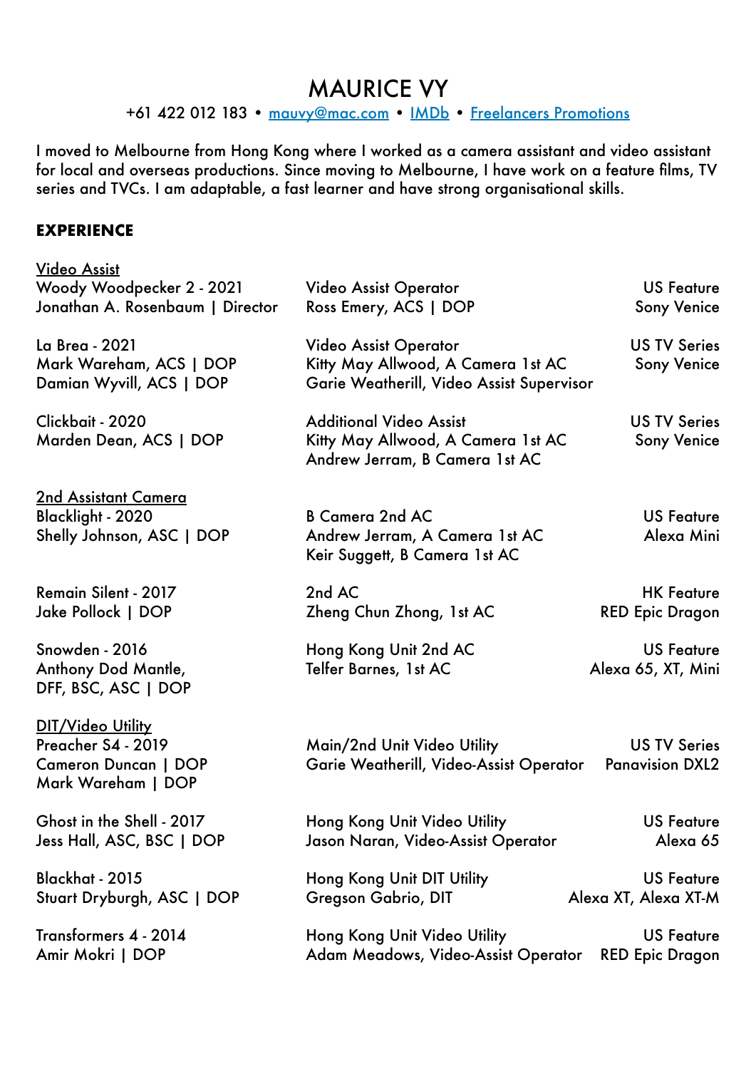# MAURICE VY

+61 422 012 183 • mauvy@mac.com • IMDb • Freelancers Promotions

I moved to Melbourne from Hong Kong where I worked as a camera assistant and video assistant for local and overseas productions. Since moving to Melbourne, I have work on a feature films, TV series and TVCs. I am adaptable, a fast learner and have strong organisational skills.

## EXPERIENCE

### Video Assist

| | | |
|---|---|---|
| Woody Woodpecker 2 - 2021<br>Jonathan A. Rosenbaum \| Director | Video Assist Operator<br>Ross Emery, ACS \| DOP | US Feature<br>Sony Venice |
| La Brea - 2021<br>Mark Wareham, ACS \| DOP<br>Damian Wyvill, ACS \| DOP | Video Assist Operator<br>Kitty May Allwood, A Camera 1st AC<br>Garie Weatherill, Video Assist Supervisor | US TV Series<br>Sony Venice |
| Clickbait - 2020<br>Marden Dean, ACS \| DOP | Additional Video Assist<br>Kitty May Allwood, A Camera 1st AC<br>Andrew Jerram, B Camera 1st AC | US TV Series<br>Sony Venice |

### 2nd Assistant Camera

| | | |
|---|---|---|
| Blacklight - 2020<br>Shelly Johnson, ASC \| DOP | B Camera 2nd AC<br>Andrew Jerram, A Camera 1st AC<br>Keir Suggett, B Camera 1st AC | US Feature<br>Alexa Mini |
| Remain Silent - 2017<br>Jake Pollock \| DOP | 2nd AC<br>Zheng Chun Zhong, 1st AC | HK Feature<br>RED Epic Dragon |
| Snowden - 2016<br>Anthony Dod Mantle,<br>DFF, BSC, ASC \| DOP | Hong Kong Unit 2nd AC<br>Telfer Barnes, 1st AC | US Feature<br>Alexa 65, XT, Mini |

### DIT/Video Utility

| | | |
|---|---|---|
| Preacher S4 - 2019<br>Cameron Duncan \| DOP<br>Mark Wareham \| DOP | Main/2nd Unit Video Utility<br>Garie Weatherill, Video-Assist Operator | US TV Series<br>Panavision DXL2 |
| Ghost in the Shell - 2017<br>Jess Hall, ASC, BSC \| DOP | Hong Kong Unit Video Utility<br>Jason Naran, Video-Assist Operator | US Feature<br>Alexa 65 |
| Blackhat - 2015<br>Stuart Dryburgh, ASC \| DOP | Hong Kong Unit DIT Utility<br>Gregson Gabrio, DIT | US Feature<br>Alexa XT, Alexa XT-M |
| Transformers 4 - 2014<br>Amir Mokri \| DOP | Hong Kong Unit Video Utility<br>Adam Meadows, Video-Assist Operator | US Feature<br>RED Epic Dragon |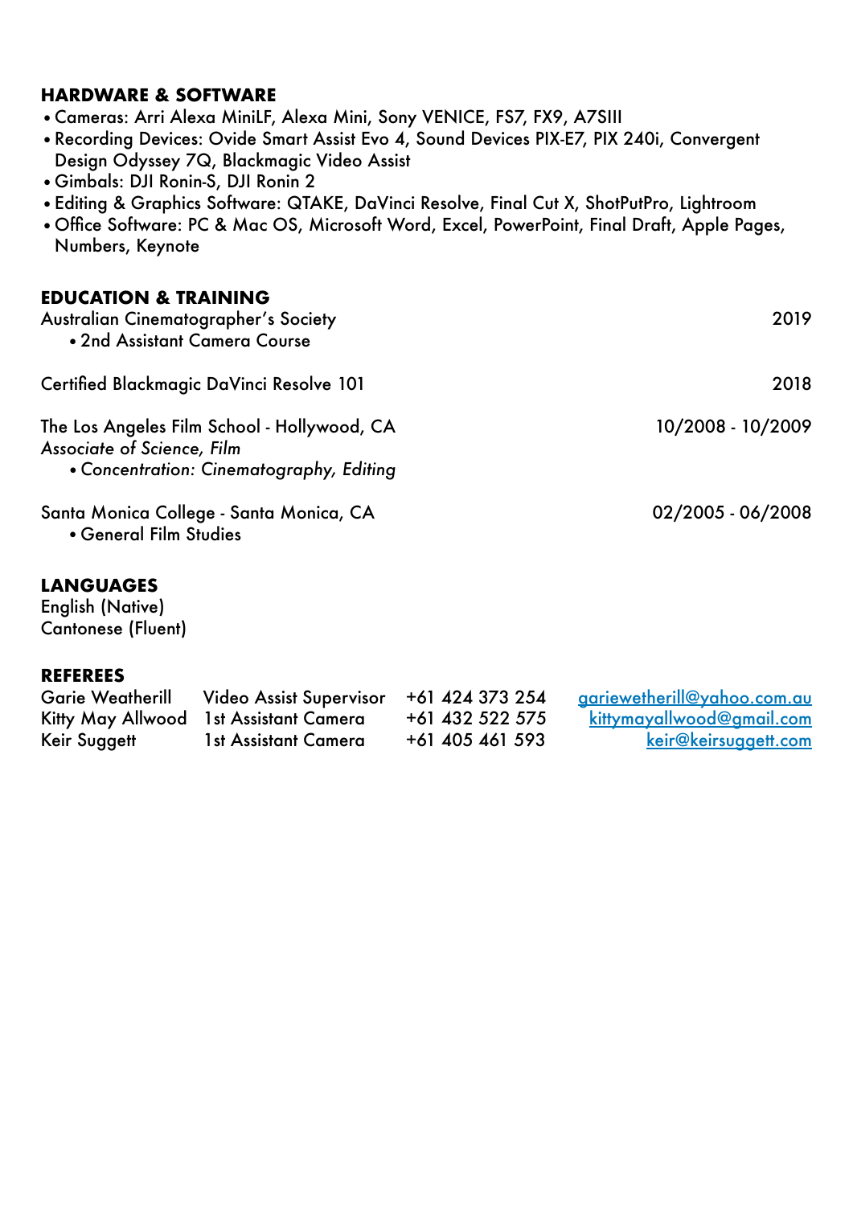## HARDWARE & SOFTWARE

- Cameras: Arri Alexa MiniLF, Alexa Mini, Sony VENICE, FS7, FX9, A7SIII
- Recording Devices: Ovide Smart Assist Evo 4, Sound Devices PIX-E7, PIX 240i, Convergent Design Odyssey 7Q, Blackmagic Video Assist
- Gimbals: DJI Ronin-S, DJI Ronin 2
- Editing & Graphics Software: QTAKE, DaVinci Resolve, Final Cut X, ShotPutPro, Lightroom
- Office Software: PC & Mac OS, Microsoft Word, Excel, PowerPoint, Final Draft, Apple Pages, Numbers, Keynote

## EDUCATION & TRAINING

Australian Cinematographer's Society — 2019
- 2nd Assistant Camera Course

Certified Blackmagic DaVinci Resolve 101 — 2018

The Los Angeles Film School - Hollywood, CA — 10/2008 - 10/2009
*Associate of Science, Film*
- *Concentration: Cinematography, Editing*

Santa Monica College - Santa Monica, CA — 02/2005 - 06/2008
- General Film Studies

## LANGUAGES

English (Native)
Cantonese (Fluent)

## REFEREES

| | | | |
|---|---|---|---|
| Garie Weatherill | Video Assist Supervisor | +61 424 373 254 | gariewetherill@yahoo.com.au |
| Kitty May Allwood | 1st Assistant Camera | +61 432 522 575 | kittymayallwood@gmail.com |
| Keir Suggett | 1st Assistant Camera | +61 405 461 593 | keir@keirsuggett.com |